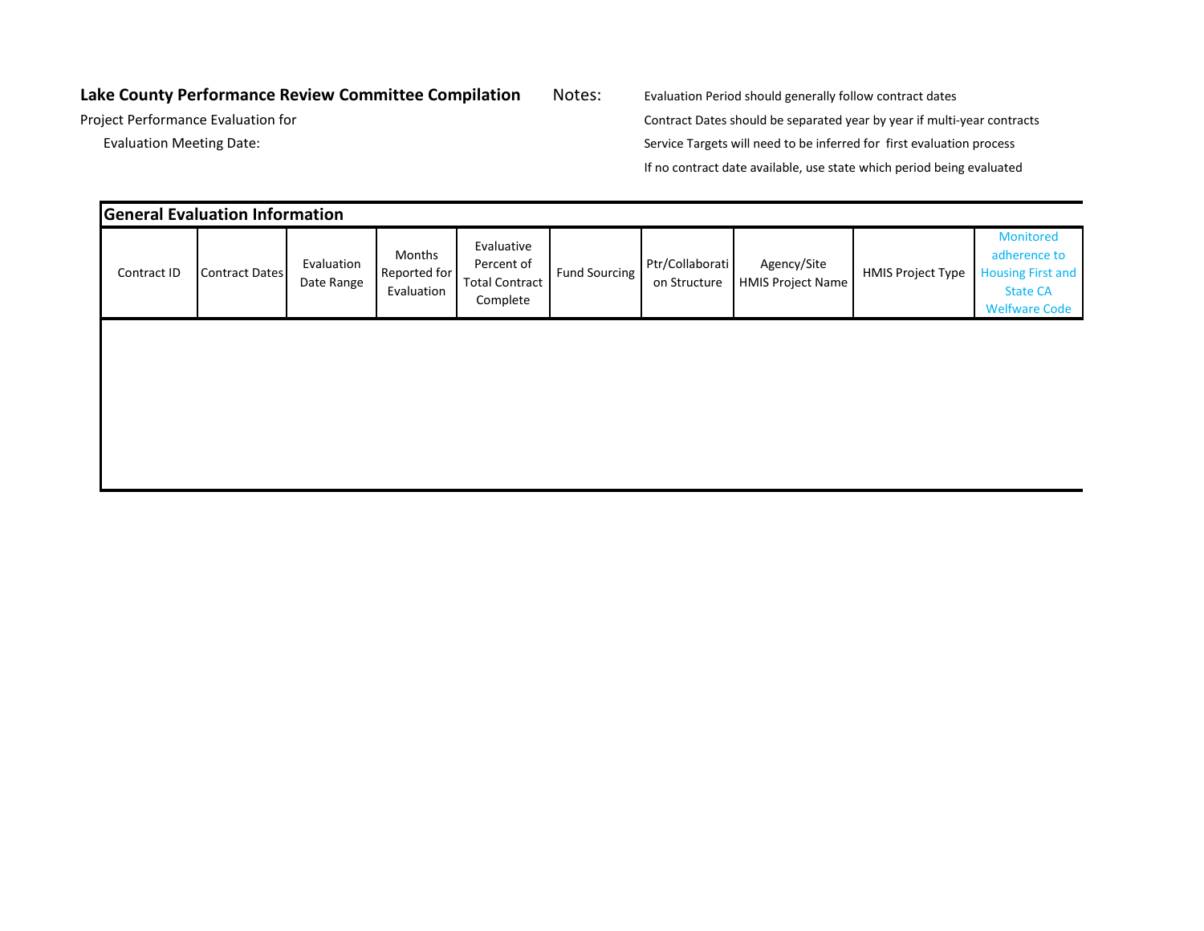**Lake County Performance Review Committee Compilation**

Project Performance Evaluation for

Evaluation Meeting Date:

Notes:

- Evaluation Period should generally follow contract dates
- Contract Dates should be separated year by year if multi-year contracts
- Service Targets will need to be inferred for first evaluation process
- If no contract date available, use state which period being evaluated

**General Evaluation Information**

| Contract ID | Contract Dates | Evaluation Date Range | Months Reported for Evaluation | Evaluative Percent of Total Contract Complete | Fund Sourcing | Ptr/Collaboration Structure | Agency/Site HMIS Project Name | HMIS Project Type | Monitored adherence to Housing First and State CA Welfware Code |
|---|---|---|---|---|---|---|---|---|---|
| | | | | | | | | | |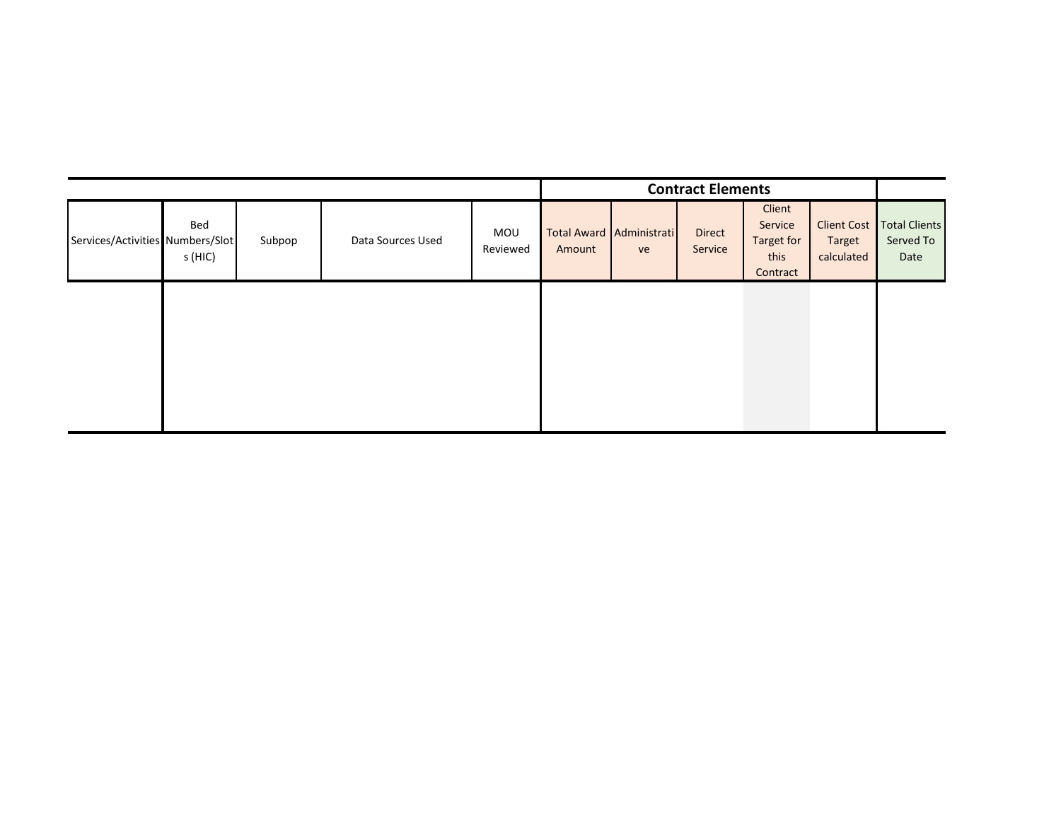| | | | | | Contract Elements | | | | | |
|---|---|---|---|---|---|---|---|---|---|---|
| Services/Activities | Bed Numbers/Slots (HIC) | Subpop | Data Sources Used | MOU Reviewed | Total Award Amount | Administrative | Direct Service | Client Service Target for this Contract | Client Cost Target calculated | Total Clients Served To Date |
| | | | | | | | | | | |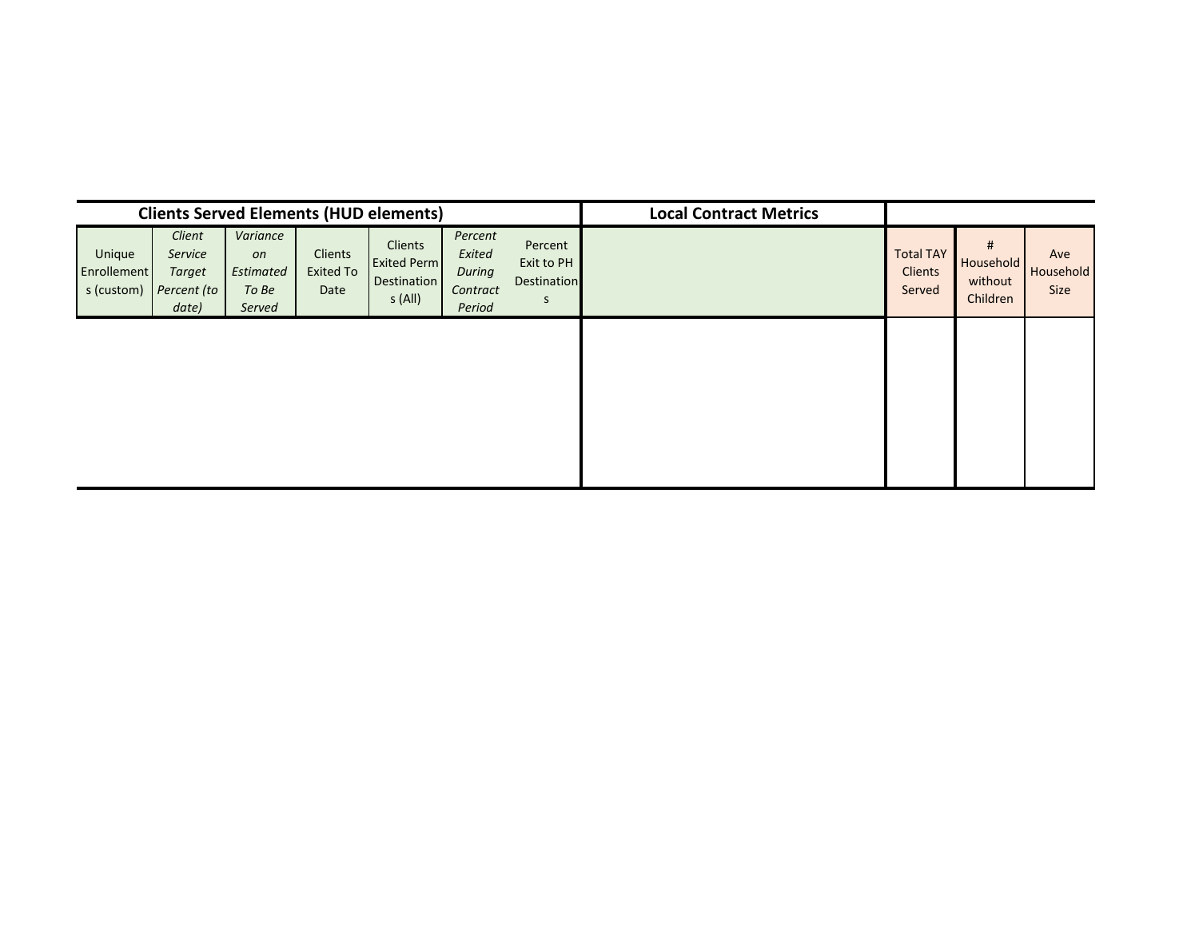| Clients Served Elements (HUD elements) | | | | | | | Local Contract Metrics | | | |
|---|---|---|---|---|---|---|---|---|---|---|
| Unique Enrollements (custom) | *Client Service Target Percent (to date)* | *Variance on Estimated To Be Served* | Clients Exited To Date | Clients Exited Perm Destinations (All) | *Percent Exited During Contract Period* | Percent Exit to PH Destinations | | Total TAY Clients Served | # Household without Children | Ave Household Size |
| | | | | | | | | | | |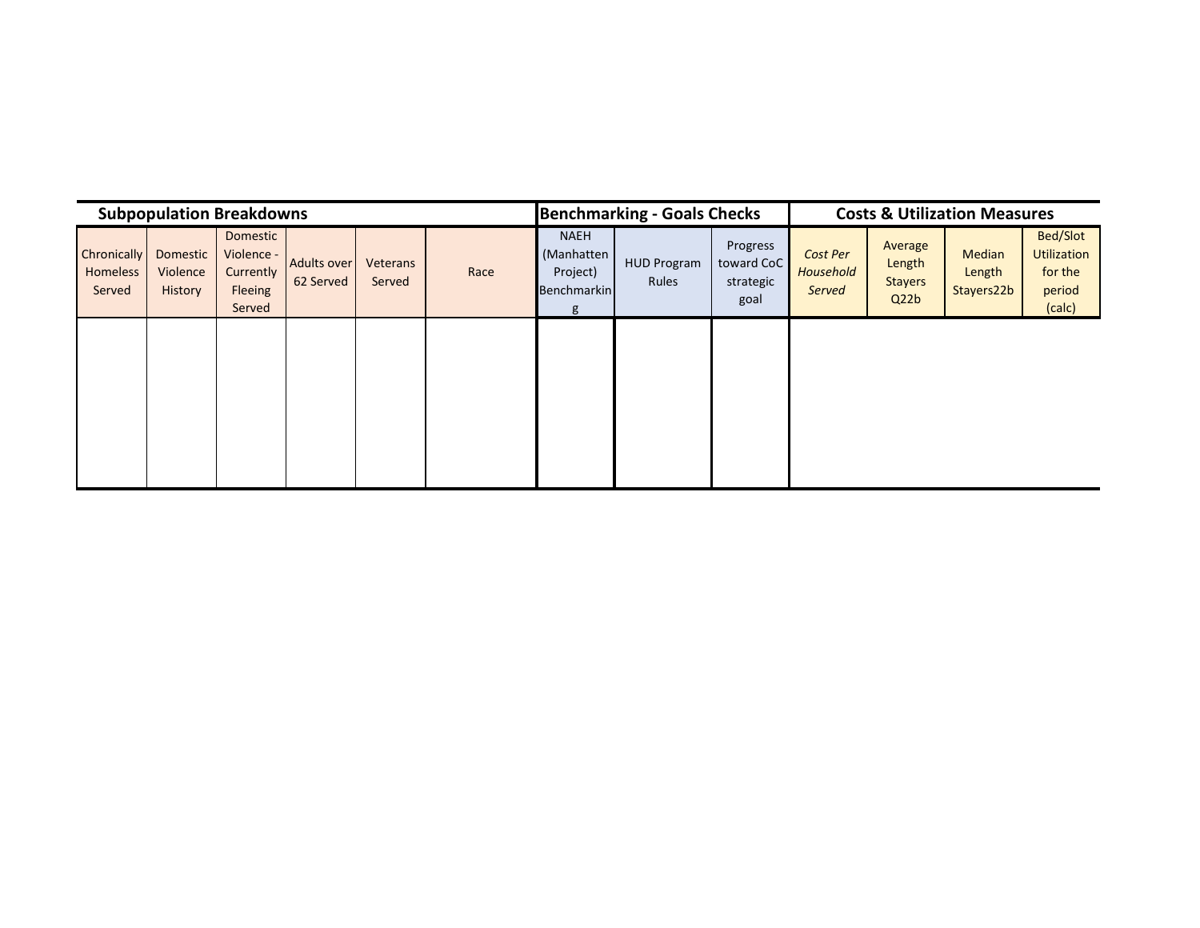| Subpopulation Breakdowns | | | | | | Benchmarking - Goals Checks | | | Costs & Utilization Measures | | | |
|---|---|---|---|---|---|---|---|---|---|---|---|---|
| Chronically Homeless Served | Domestic Violence History | Domestic Violence - Currently Fleeing Served | Adults over 62 Served | Veterans Served | Race | NAEH (Manhatten Project) Benchmarking | HUD Program Rules | Progress toward CoC strategic goal | *Cost Per Household Served* | Average Length Stayers Q22b | Median Length Stayers22b | Bed/Slot Utilization for the period (calc) |
| | | | | | | | | | | | | |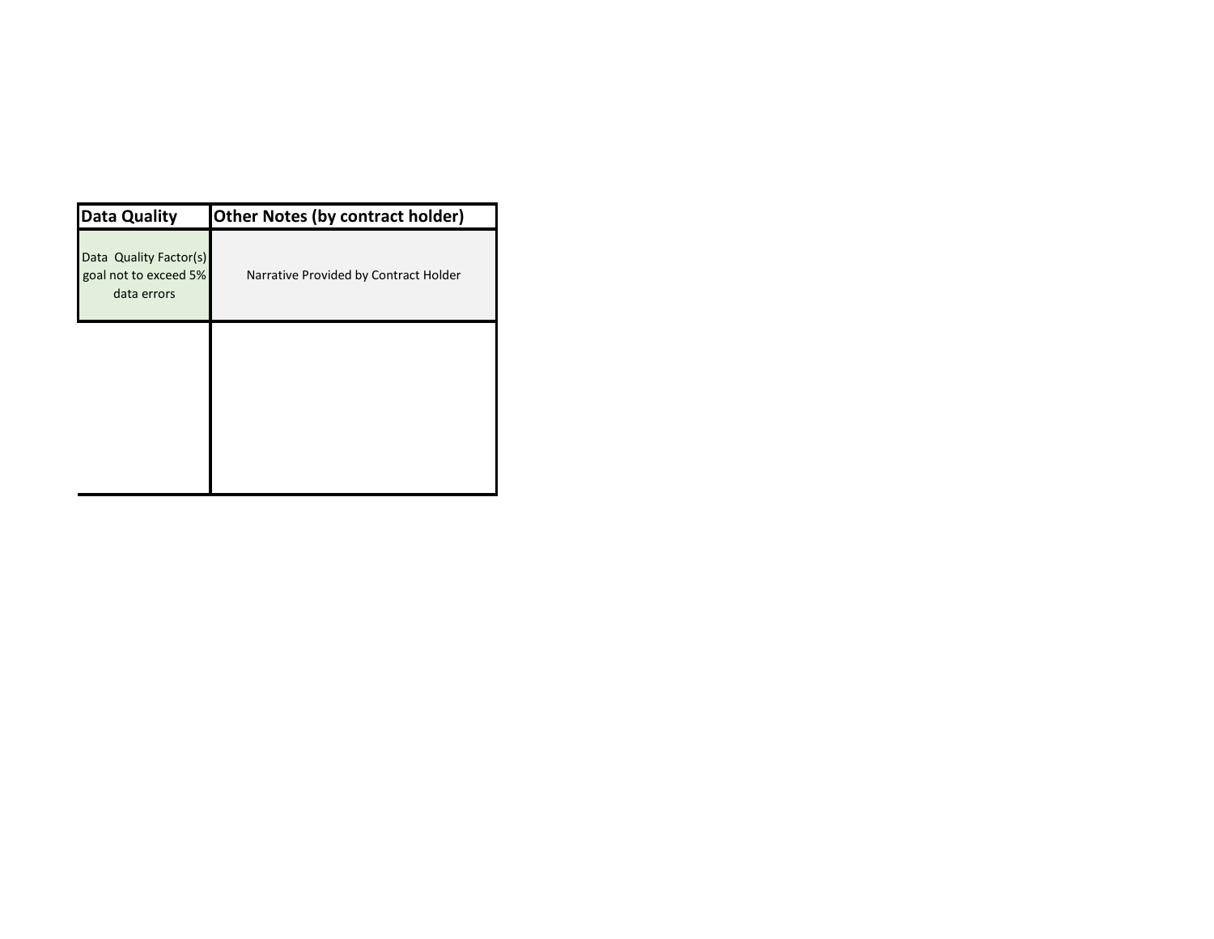| Data Quality | Other Notes (by contract holder) |
| --- | --- |
| Data Quality Factor(s) goal not to exceed 5% data errors | Narrative Provided by Contract Holder |
| | |